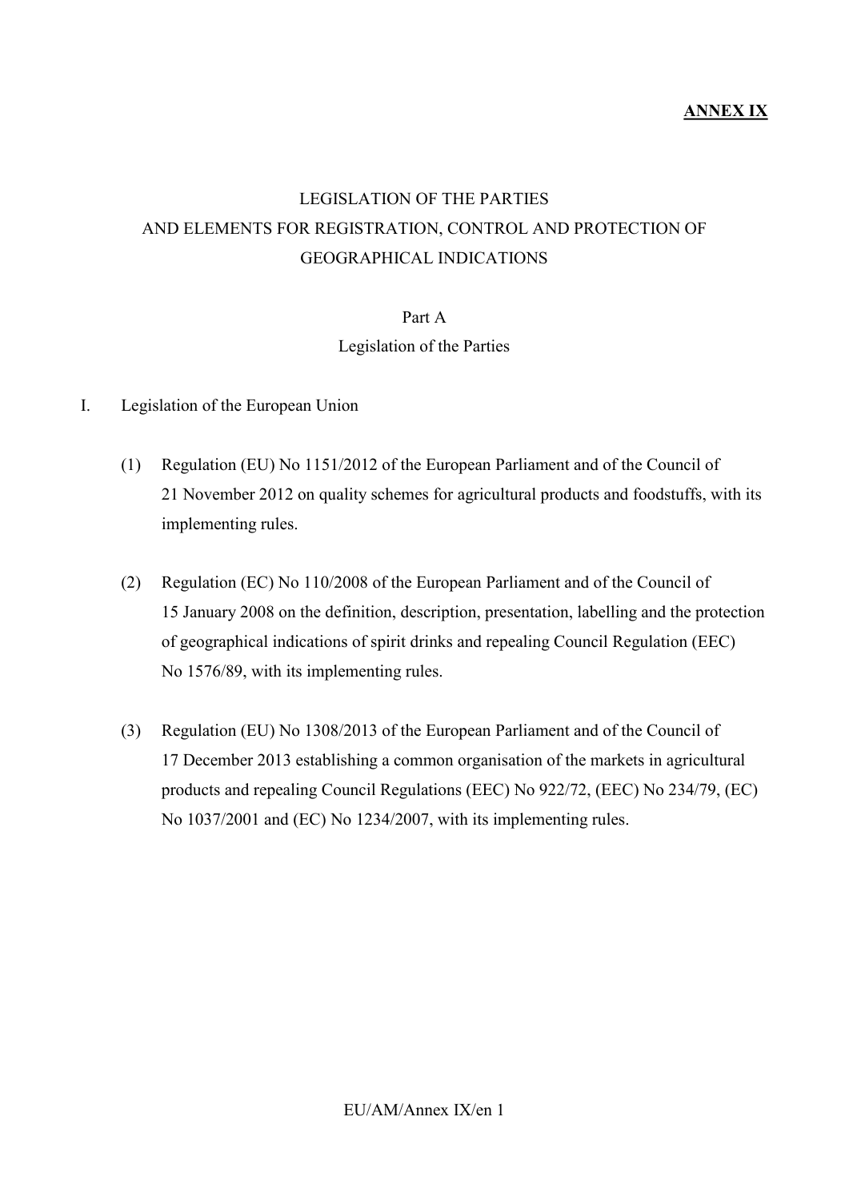**ANNEX IX**

# LEGISLATION OF THE PARTIES AND ELEMENTS FOR REGISTRATION, CONTROL AND PROTECTION OF GEOGRAPHICAL INDICATIONS

## Part A
## Legislation of the Parties

I. Legislation of the European Union

(1) Regulation (EU) No 1151/2012 of the European Parliament and of the Council of 21 November 2012 on quality schemes for agricultural products and foodstuffs, with its implementing rules.

(2) Regulation (EC) No 110/2008 of the European Parliament and of the Council of 15 January 2008 on the definition, description, presentation, labelling and the protection of geographical indications of spirit drinks and repealing Council Regulation (EEC) No 1576/89, with its implementing rules.

(3) Regulation (EU) No 1308/2013 of the European Parliament and of the Council of 17 December 2013 establishing a common organisation of the markets in agricultural products and repealing Council Regulations (EEC) No 922/72, (EEC) No 234/79, (EC) No 1037/2001 and (EC) No 1234/2007, with its implementing rules.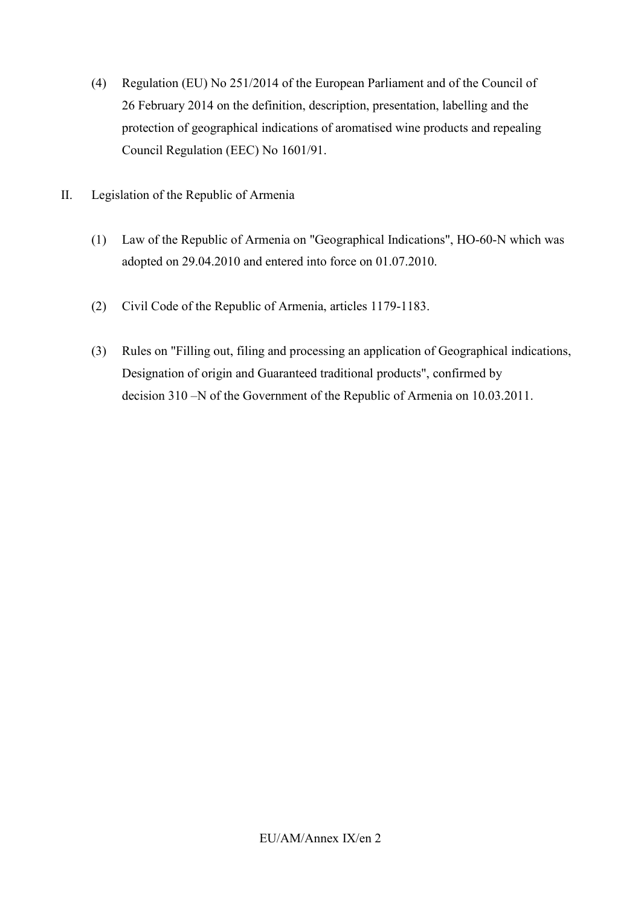(4) Regulation (EU) No 251/2014 of the European Parliament and of the Council of 26 February 2014 on the definition, description, presentation, labelling and the protection of geographical indications of aromatised wine products and repealing Council Regulation (EEC) No 1601/91.

II. Legislation of the Republic of Armenia

(1) Law of the Republic of Armenia on "Geographical Indications", HO-60-N which was adopted on 29.04.2010 and entered into force on 01.07.2010.

(2) Civil Code of the Republic of Armenia, articles 1179-1183.

(3) Rules on "Filling out, filing and processing an application of Geographical indications, Designation of origin and Guaranteed traditional products", confirmed by decision 310 –N of the Government of the Republic of Armenia on 10.03.2011.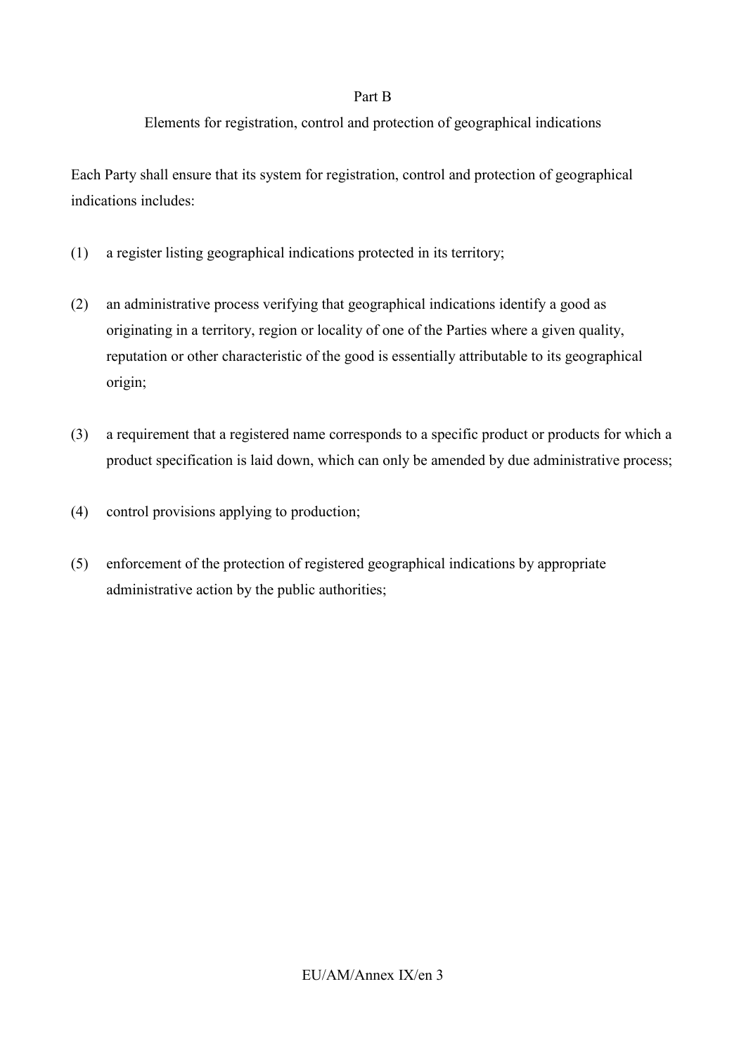## Part B

### Elements for registration, control and protection of geographical indications

Each Party shall ensure that its system for registration, control and protection of geographical indications includes:

(1) a register listing geographical indications protected in its territory;

(2) an administrative process verifying that geographical indications identify a good as originating in a territory, region or locality of one of the Parties where a given quality, reputation or other characteristic of the good is essentially attributable to its geographical origin;

(3) a requirement that a registered name corresponds to a specific product or products for which a product specification is laid down, which can only be amended by due administrative process;

(4) control provisions applying to production;

(5) enforcement of the protection of registered geographical indications by appropriate administrative action by the public authorities;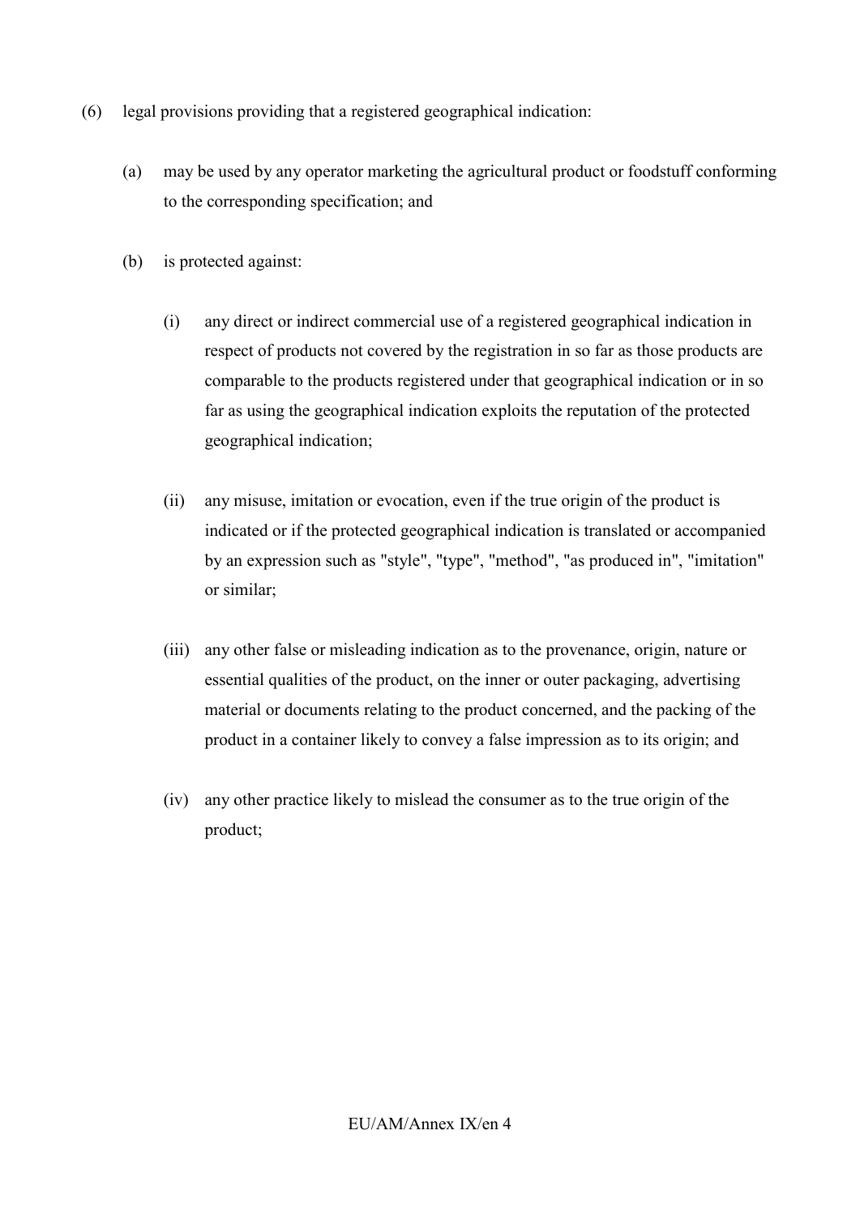(6) legal provisions providing that a registered geographical indication:

  (a) may be used by any operator marketing the agricultural product or foodstuff conforming to the corresponding specification; and

  (b) is protected against:

    (i) any direct or indirect commercial use of a registered geographical indication in respect of products not covered by the registration in so far as those products are comparable to the products registered under that geographical indication or in so far as using the geographical indication exploits the reputation of the protected geographical indication;

    (ii) any misuse, imitation or evocation, even if the true origin of the product is indicated or if the protected geographical indication is translated or accompanied by an expression such as "style", "type", "method", "as produced in", "imitation" or similar;

    (iii) any other false or misleading indication as to the provenance, origin, nature or essential qualities of the product, on the inner or outer packaging, advertising material or documents relating to the product concerned, and the packing of the product in a container likely to convey a false impression as to its origin; and

    (iv) any other practice likely to mislead the consumer as to the true origin of the product;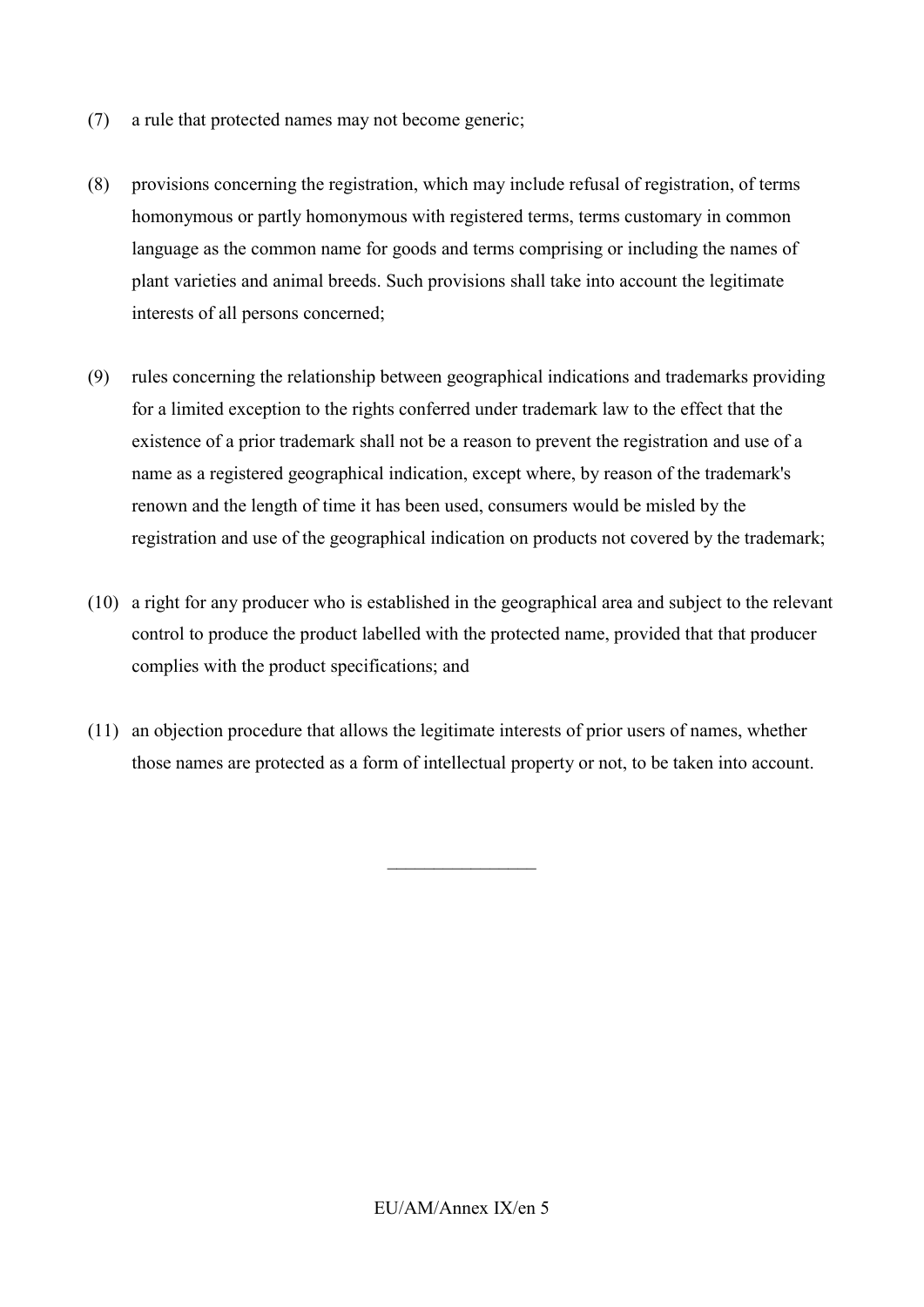(7) a rule that protected names may not become generic;

(8) provisions concerning the registration, which may include refusal of registration, of terms homonymous or partly homonymous with registered terms, terms customary in common language as the common name for goods and terms comprising or including the names of plant varieties and animal breeds. Such provisions shall take into account the legitimate interests of all persons concerned;

(9) rules concerning the relationship between geographical indications and trademarks providing for a limited exception to the rights conferred under trademark law to the effect that the existence of a prior trademark shall not be a reason to prevent the registration and use of a name as a registered geographical indication, except where, by reason of the trademark's renown and the length of time it has been used, consumers would be misled by the registration and use of the geographical indication on products not covered by the trademark;

(10) a right for any producer who is established in the geographical area and subject to the relevant control to produce the product labelled with the protected name, provided that that producer complies with the product specifications; and

(11) an objection procedure that allows the legitimate interests of prior users of names, whether those names are protected as a form of intellectual property or not, to be taken into account.

________________